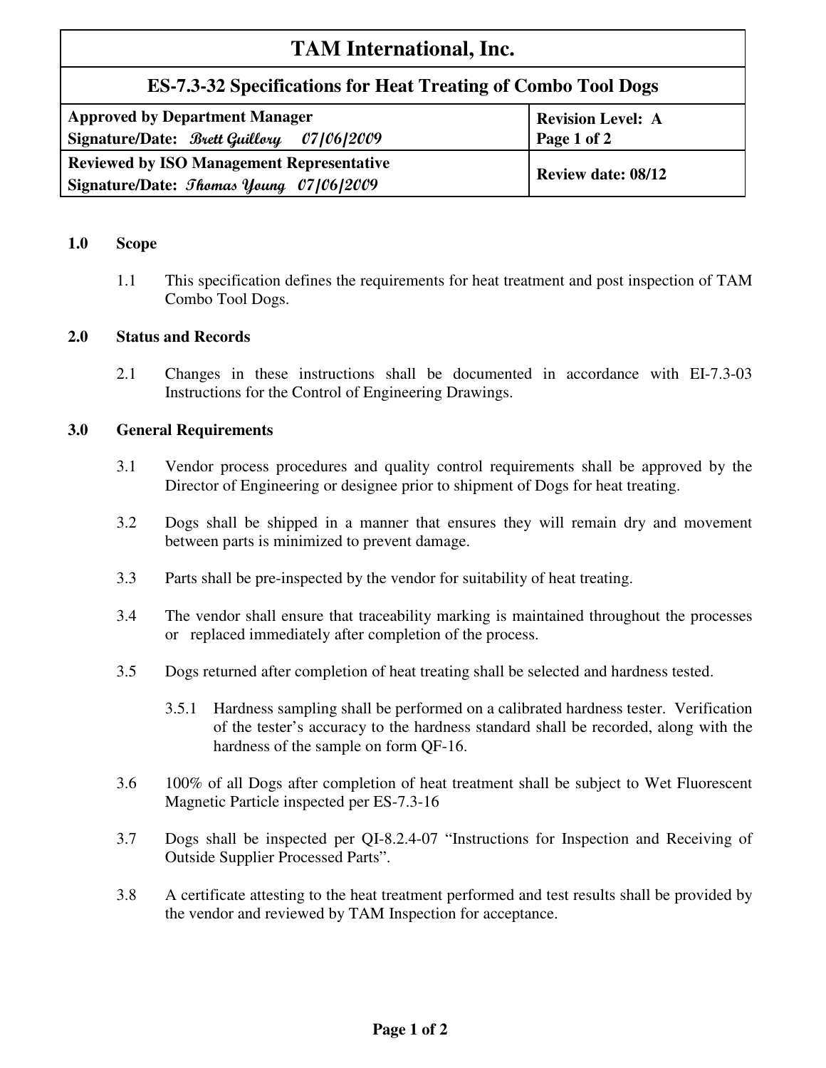# TAM International, Inc.

## ES-7.3-32 Specifications for Heat Treating of Combo Tool Dogs

| Approved by Department Manager<br>Signature/Date: *Brett Guillory 07/06/2009* | Revision Level: A<br>Page 1 of 2 |
| --- | --- |
| **Reviewed by ISO Management Representative**<br>**Signature/Date:** *Thomas Young 07/06/2009* | **Review date: 08/12** |

**1.0 Scope**

1.1 This specification defines the requirements for heat treatment and post inspection of TAM Combo Tool Dogs.

**2.0 Status and Records**

2.1 Changes in these instructions shall be documented in accordance with EI-7.3-03 Instructions for the Control of Engineering Drawings.

**3.0 General Requirements**

3.1 Vendor process procedures and quality control requirements shall be approved by the Director of Engineering or designee prior to shipment of Dogs for heat treating.

3.2 Dogs shall be shipped in a manner that ensures they will remain dry and movement between parts is minimized to prevent damage.

3.3 Parts shall be pre-inspected by the vendor for suitability of heat treating.

3.4 The vendor shall ensure that traceability marking is maintained throughout the processes or replaced immediately after completion of the process.

3.5 Dogs returned after completion of heat treating shall be selected and hardness tested.

3.5.1 Hardness sampling shall be performed on a calibrated hardness tester. Verification of the tester's accuracy to the hardness standard shall be recorded, along with the hardness of the sample on form QF-16.

3.6 100% of all Dogs after completion of heat treatment shall be subject to Wet Fluorescent Magnetic Particle inspected per ES-7.3-16

3.7 Dogs shall be inspected per QI-8.2.4-07 "Instructions for Inspection and Receiving of Outside Supplier Processed Parts".

3.8 A certificate attesting to the heat treatment performed and test results shall be provided by the vendor and reviewed by TAM Inspection for acceptance.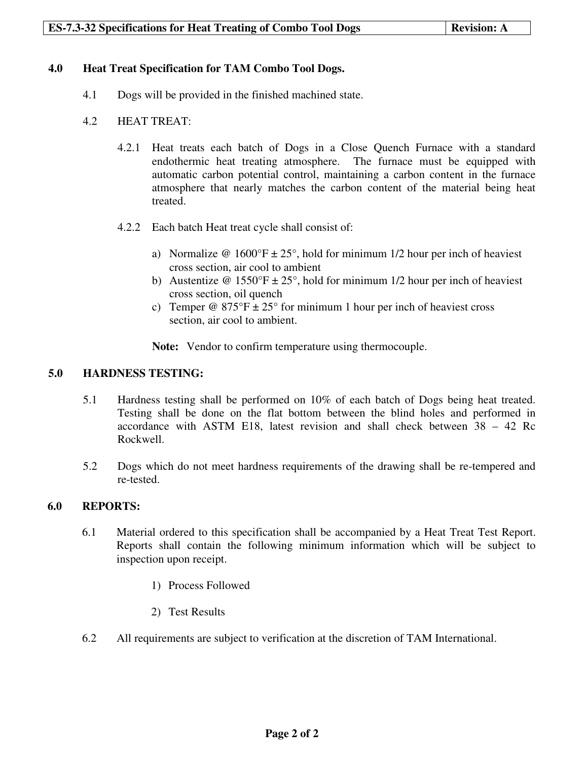## 4.0 Heat Treat Specification for TAM Combo Tool Dogs.

4.1 Dogs will be provided in the finished machined state.

4.2 HEAT TREAT:

4.2.1 Heat treats each batch of Dogs in a Close Quench Furnace with a standard endothermic heat treating atmosphere. The furnace must be equipped with automatic carbon potential control, maintaining a carbon content in the furnace atmosphere that nearly matches the carbon content of the material being heat treated.

4.2.2 Each batch Heat treat cycle shall consist of:

a) Normalize @ 1600°F ± 25°, hold for minimum 1/2 hour per inch of heaviest cross section, air cool to ambient
b) Austentize @ 1550°F ± 25°, hold for minimum 1/2 hour per inch of heaviest cross section, oil quench
c) Temper @ 875°F ± 25° for minimum 1 hour per inch of heaviest cross section, air cool to ambient.

**Note:** Vendor to confirm temperature using thermocouple.

## 5.0 HARDNESS TESTING:

5.1 Hardness testing shall be performed on 10% of each batch of Dogs being heat treated. Testing shall be done on the flat bottom between the blind holes and performed in accordance with ASTM E18, latest revision and shall check between 38 – 42 Rc Rockwell.

5.2 Dogs which do not meet hardness requirements of the drawing shall be re-tempered and re-tested.

## 6.0 REPORTS:

6.1 Material ordered to this specification shall be accompanied by a Heat Treat Test Report. Reports shall contain the following minimum information which will be subject to inspection upon receipt.

1) Process Followed

2) Test Results

6.2 All requirements are subject to verification at the discretion of TAM International.